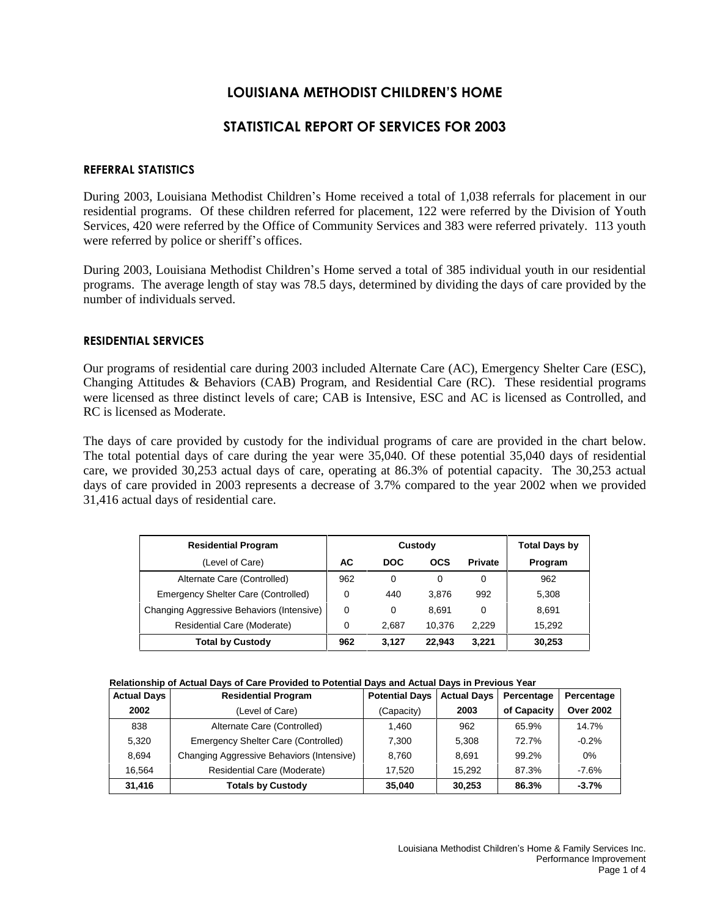# LOUISIANA METHODIST CHILDREN'S HOME

## STATISTICAL REPORT OF SERVICES FOR 2003

### REFERRAL STATISTICS

During 2003, Louisiana Methodist Children's Home received a total of 1,038 referrals for placement in our residential programs. Of these children referred for placement, 122 were referred by the Division of Youth Services, 420 were referred by the Office of Community Services and 383 were referred privately. 113 youth were referred by police or sheriff's offices.

During 2003, Louisiana Methodist Children's Home served a total of 385 individual youth in our residential programs. The average length of stay was 78.5 days, determined by dividing the days of care provided by the number of individuals served.

### RESIDENTIAL SERVICES

Our programs of residential care during 2003 included Alternate Care (AC), Emergency Shelter Care (ESC), Changing Attitudes & Behaviors (CAB) Program, and Residential Care (RC). These residential programs were licensed as three distinct levels of care; CAB is Intensive, ESC and AC is licensed as Controlled, and RC is licensed as Moderate.

The days of care provided by custody for the individual programs of care are provided in the chart below. The total potential days of care during the year were 35,040. Of these potential 35,040 days of residential care, we provided 30,253 actual days of care, operating at 86.3% of potential capacity. The 30,253 actual days of care provided in 2003 represents a decrease of 3.7% compared to the year 2002 when we provided 31,416 actual days of residential care.

| **Residential Program** | **Custody** | | | | **Total Days by** |
|---|---|---|---|---|---|
| (Level of Care) | **AC** | **DOC** | **OCS** | **Private** | **Program** |
| Alternate Care (Controlled) | 962 | 0 | 0 | 0 | 962 |
| Emergency Shelter Care (Controlled) | 0 | 440 | 3,876 | 992 | 5,308 |
| Changing Aggressive Behaviors (Intensive) | 0 | 0 | 8,691 | 0 | 8,691 |
| Residential Care (Moderate) | 0 | 2,687 | 10,376 | 2,229 | 15,292 |
| **Total by Custody** | **962** | **3,127** | **22,943** | **3,221** | **30,253** |

**Relationship of Actual Days of Care Provided to Potential Days and Actual Days in Previous Year**

| **Actual Days** | **Residential Program** | **Potential Days** | **Actual Days** | **Percentage** | **Percentage** |
|---|---|---|---|---|---|
| **2002** | (Level of Care) | (Capacity) | **2003** | **of Capacity** | **Over 2002** |
| 838 | Alternate Care (Controlled) | 1,460 | 962 | 65.9% | 14.7% |
| 5,320 | Emergency Shelter Care (Controlled) | 7,300 | 5,308 | 72.7% | -0.2% |
| 8,694 | Changing Aggressive Behaviors (Intensive) | 8,760 | 8,691 | 99.2% | 0% |
| 16,564 | Residential Care (Moderate) | 17,520 | 15,292 | 87.3% | -7.6% |
| **31,416** | **Totals by Custody** | **35,040** | **30,253** | **86.3%** | **-3.7%** |

Louisiana Methodist Children's Home & Family Services Inc.
Performance Improvement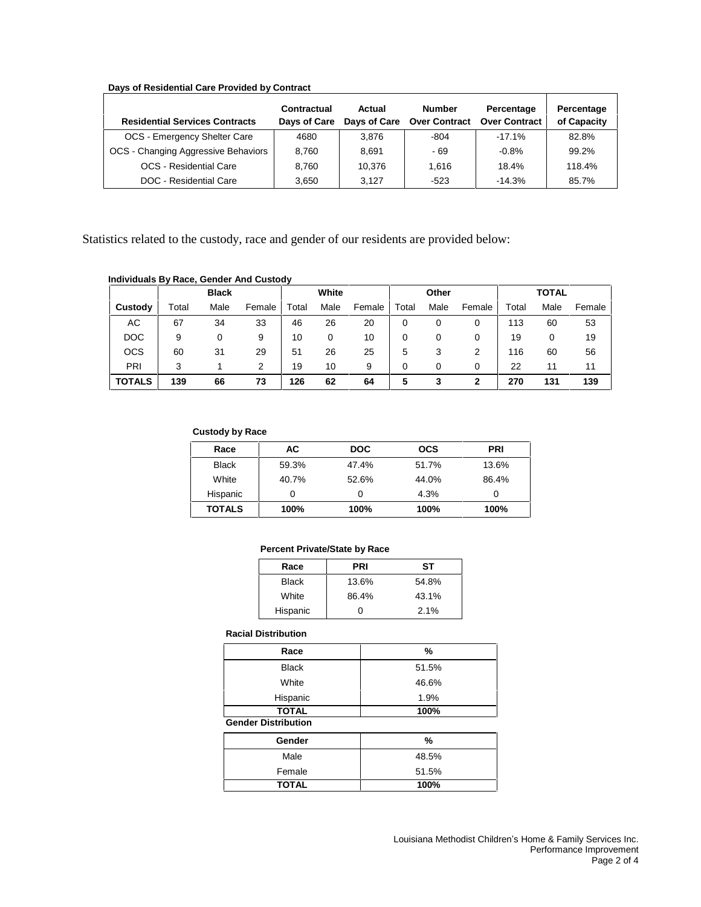**Days of Residential Care Provided by Contract**

| Residential Services Contracts | Contractual Days of Care | Actual Days of Care | Number Over Contract | Percentage Over Contract | Percentage of Capacity |
|---|---|---|---|---|---|
| OCS - Emergency Shelter Care | 4680 | 3,876 | -804 | -17.1% | 82.8% |
| OCS - Changing Aggressive Behaviors | 8,760 | 8,691 | - 69 | -0.8% | 99.2% |
| OCS - Residential Care | 8,760 | 10,376 | 1,616 | 18.4% | 118.4% |
| DOC - Residential Care | 3,650 | 3,127 | -523 | -14.3% | 85.7% |

Statistics related to the custody, race and gender of our residents are provided below:

**Individuals By Race, Gender And Custody**

| | Black | | | White | | | Other | | | TOTAL | | |
|---|---|---|---|---|---|---|---|---|---|---|---|---|
| **Custody** | Total | Male | Female | Total | Male | Female | Total | Male | Female | Total | Male | Female |
| AC | 67 | 34 | 33 | 46 | 26 | 20 | 0 | 0 | 0 | 113 | 60 | 53 |
| DOC | 9 | 0 | 9 | 10 | 0 | 10 | 0 | 0 | 0 | 19 | 0 | 19 |
| OCS | 60 | 31 | 29 | 51 | 26 | 25 | 5 | 3 | 2 | 116 | 60 | 56 |
| PRI | 3 | 1 | 2 | 19 | 10 | 9 | 0 | 0 | 0 | 22 | 11 | 11 |
| **TOTALS** | **139** | **66** | **73** | **126** | **62** | **64** | **5** | **3** | **2** | **270** | **131** | **139** |

**Custody by Race**

| Race | AC | DOC | OCS | PRI |
|---|---|---|---|---|
| Black | 59.3% | 47.4% | 51.7% | 13.6% |
| White | 40.7% | 52.6% | 44.0% | 86.4% |
| Hispanic | 0 | 0 | 4.3% | 0 |
| **TOTALS** | **100%** | **100%** | **100%** | **100%** |

**Percent Private/State by Race**

| Race | PRI | ST |
|---|---|---|
| Black | 13.6% | 54.8% |
| White | 86.4% | 43.1% |
| Hispanic | 0 | 2.1% |

**Racial Distribution**

| Race | % |
|---|---|
| Black | 51.5% |
| White | 46.6% |
| Hispanic | 1.9% |
| **TOTAL** | **100%** |

**Gender Distribution**

| Gender | % |
|---|---|
| Male | 48.5% |
| Female | 51.5% |
| **TOTAL** | **100%** |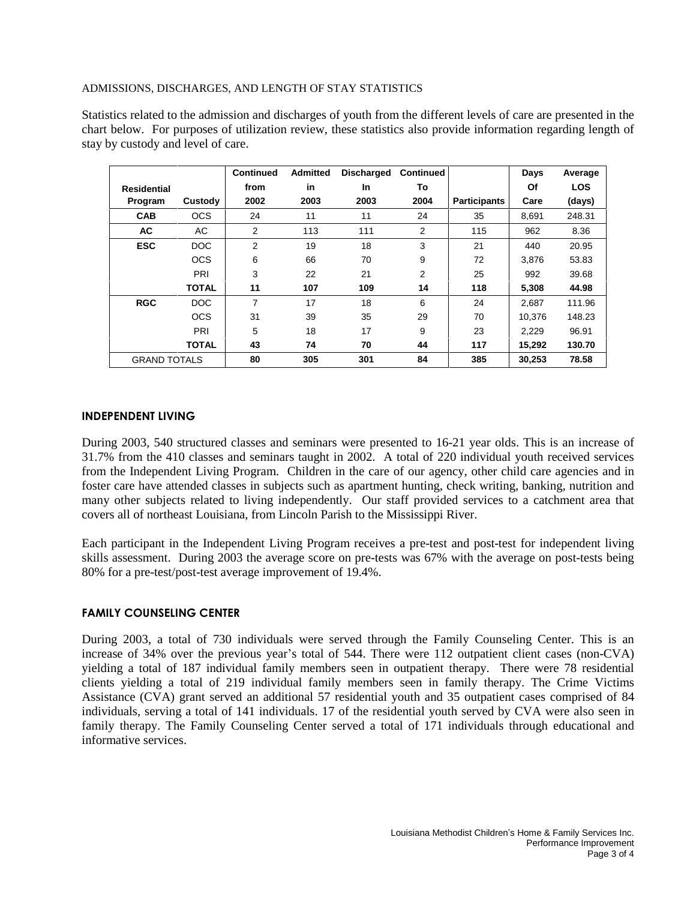ADMISSIONS, DISCHARGES, AND LENGTH OF STAY STATISTICS

Statistics related to the admission and discharges of youth from the different levels of care are presented in the chart below. For purposes of utilization review, these statistics also provide information regarding length of stay by custody and level of care.

| Residential Program | Custody | Continued from 2002 | Admitted in 2003 | Discharged In 2003 | Continued To 2004 | Participants | Days Of Care | Average LOS (days) |
|---|---|---|---|---|---|---|---|---|
| **CAB** | OCS | 24 | 11 | 11 | 24 | 35 | 8,691 | 248.31 |
| **AC** | AC | 2 | 113 | 111 | 2 | 115 | 962 | 8.36 |
| **ESC** | DOC | 2 | 19 | 18 | 3 | 21 | 440 | 20.95 |
| | OCS | 6 | 66 | 70 | 9 | 72 | 3,876 | 53.83 |
| | PRI | 3 | 22 | 21 | 2 | 25 | 992 | 39.68 |
| | **TOTAL** | **11** | **107** | **109** | **14** | **118** | **5,308** | **44.98** |
| **RGC** | DOC | 7 | 17 | 18 | 6 | 24 | 2,687 | 111.96 |
| | OCS | 31 | 39 | 35 | 29 | 70 | 10,376 | 148.23 |
| | PRI | 5 | 18 | 17 | 9 | 23 | 2,229 | 96.91 |
| | **TOTAL** | **43** | **74** | **70** | **44** | **117** | **15,292** | **130.70** |
| GRAND TOTALS | | **80** | **305** | **301** | **84** | **385** | **30,253** | **78.58** |

## INDEPENDENT LIVING

During 2003, 540 structured classes and seminars were presented to 16-21 year olds. This is an increase of 31.7% from the 410 classes and seminars taught in 2002. A total of 220 individual youth received services from the Independent Living Program. Children in the care of our agency, other child care agencies and in foster care have attended classes in subjects such as apartment hunting, check writing, banking, nutrition and many other subjects related to living independently. Our staff provided services to a catchment area that covers all of northeast Louisiana, from Lincoln Parish to the Mississippi River.

Each participant in the Independent Living Program receives a pre-test and post-test for independent living skills assessment. During 2003 the average score on pre-tests was 67% with the average on post-tests being 80% for a pre-test/post-test average improvement of 19.4%.

## FAMILY COUNSELING CENTER

During 2003, a total of 730 individuals were served through the Family Counseling Center. This is an increase of 34% over the previous year's total of 544. There were 112 outpatient client cases (non-CVA) yielding a total of 187 individual family members seen in outpatient therapy. There were 78 residential clients yielding a total of 219 individual family members seen in family therapy. The Crime Victims Assistance (CVA) grant served an additional 57 residential youth and 35 outpatient cases comprised of 84 individuals, serving a total of 141 individuals. 17 of the residential youth served by CVA were also seen in family therapy. The Family Counseling Center served a total of 171 individuals through educational and informative services.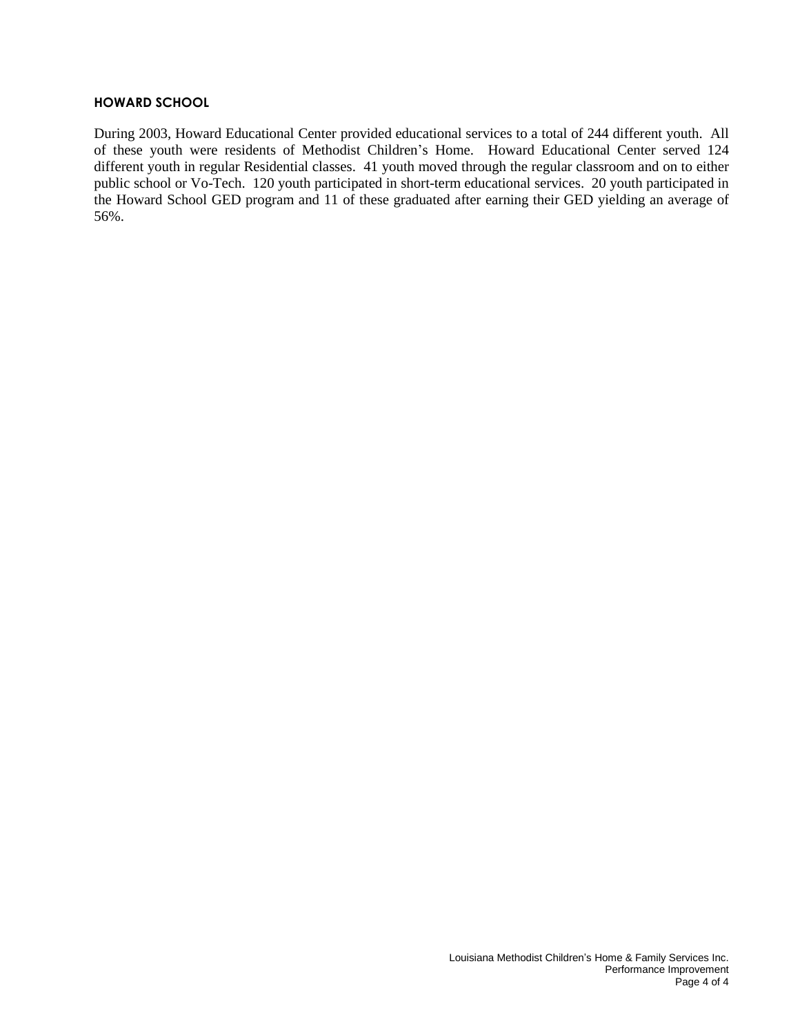### HOWARD SCHOOL

During 2003, Howard Educational Center provided educational services to a total of 244 different youth. All of these youth were residents of Methodist Children's Home. Howard Educational Center served 124 different youth in regular Residential classes. 41 youth moved through the regular classroom and on to either public school or Vo-Tech. 120 youth participated in short-term educational services. 20 youth participated in the Howard School GED program and 11 of these graduated after earning their GED yielding an average of 56%.